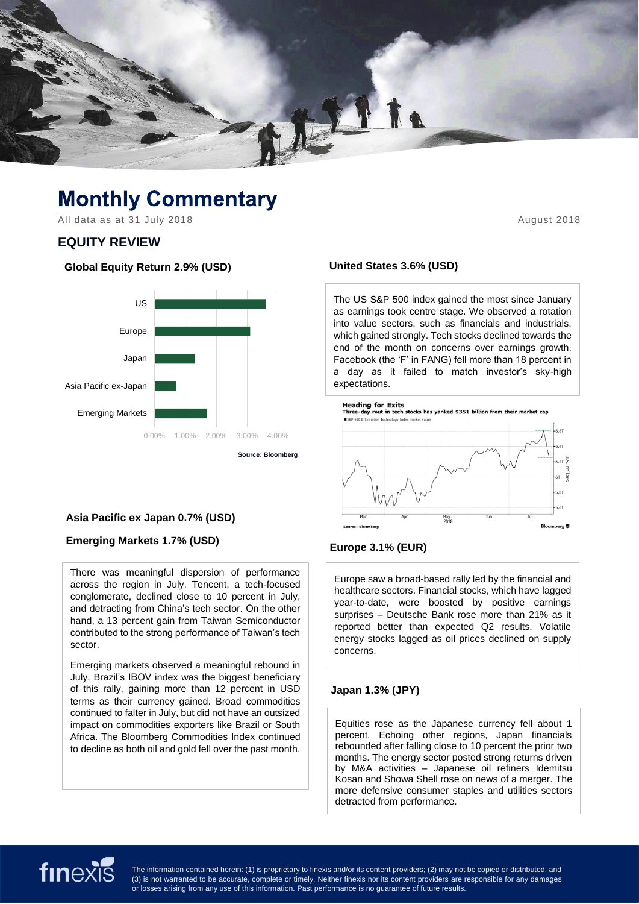# Monthly Commentary

All data as at 31 July 2018

August 2018

## EQUITY REVIEW

### Global Equity Return 2.9% (USD)

Source: Bloomberg

### United States 3.6% (USD)

The US S&P 500 index gained the most since January as earnings took centre stage. We observed a rotation into value sectors, such as financials and industrials, which gained strongly. Tech stocks declined towards the end of the month on concerns over earnings growth. Facebook (the 'F' in FANG) fell more than 18 percent in a day as it failed to match investor's sky-high expectations.

### Europe 3.1% (EUR)

Europe saw a broad-based rally led by the financial and healthcare sectors. Financial stocks, which have lagged year-to-date, were boosted by positive earnings surprises – Deutsche Bank rose more than 21% as it reported better than expected Q2 results. Volatile energy stocks lagged as oil prices declined on supply concerns.

### Japan 1.3% (JPY)

Equities rose as the Japanese currency fell about 1 percent. Echoing other regions, Japan financials rebounded after falling close to 10 percent the prior two months. The energy sector posted strong returns driven by M&A activities – Japanese oil refiners Idemitsu Kosan and Showa Shell rose on news of a merger. The more defensive consumer staples and utilities sectors detracted from performance.

### Asia Pacific ex Japan 0.7% (USD)

### Emerging Markets 1.7% (USD)

There was meaningful dispersion of performance across the region in July. Tencent, a tech-focused conglomerate, declined close to 10 percent in July, and detracting from China's tech sector. On the other hand, a 13 percent gain from Taiwan Semiconductor contributed to the strong performance of Taiwan's tech sector.

Emerging markets observed a meaningful rebound in July. Brazil's IBOV index was the biggest beneficiary of this rally, gaining more than 12 percent in USD terms as their currency gained. Broad commodities continued to falter in July, but did not have an outsized impact on commodities exporters like Brazil or South Africa. The Bloomberg Commodities Index continued to decline as both oil and gold fell over the past month.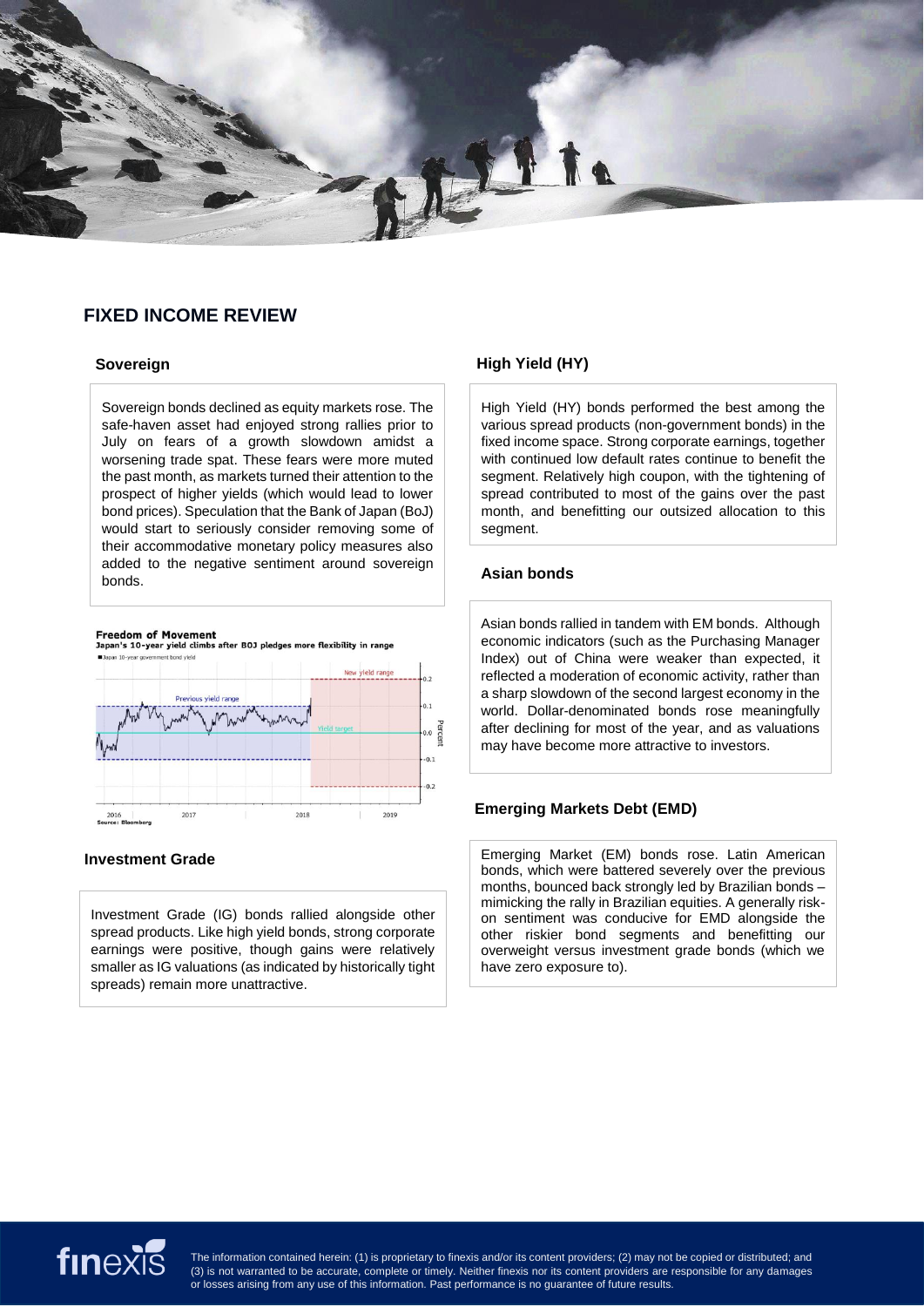# FIXED INCOME REVIEW

## Sovereign

Sovereign bonds declined as equity markets rose. The safe-haven asset had enjoyed strong rallies prior to July on fears of a growth slowdown amidst a worsening trade spat. These fears were more muted the past month, as markets turned their attention to the prospect of higher yields (which would lead to lower bond prices). Speculation that the Bank of Japan (BoJ) would start to seriously consider removing some of their accommodative monetary policy measures also added to the negative sentiment around sovereign bonds.

**Freedom of Movement**
Japan's 10-year yield climbs after BOJ pledges more flexibility in range

Source: Bloomberg

## Investment Grade

Investment Grade (IG) bonds rallied alongside other spread products. Like high yield bonds, strong corporate earnings were positive, though gains were relatively smaller as IG valuations (as indicated by historically tight spreads) remain more unattractive.

## High Yield (HY)

High Yield (HY) bonds performed the best among the various spread products (non-government bonds) in the fixed income space. Strong corporate earnings, together with continued low default rates continue to benefit the segment. Relatively high coupon, with the tightening of spread contributed to most of the gains over the past month, and benefitting our outsized allocation to this segment.

## Asian bonds

Asian bonds rallied in tandem with EM bonds. Although economic indicators (such as the Purchasing Manager Index) out of China were weaker than expected, it reflected a moderation of economic activity, rather than a sharp slowdown of the second largest economy in the world. Dollar-denominated bonds rose meaningfully after declining for most of the year, and as valuations may have become more attractive to investors.

## Emerging Markets Debt (EMD)

Emerging Market (EM) bonds rose. Latin American bonds, which were battered severely over the previous months, bounced back strongly led by Brazilian bonds – mimicking the rally in Brazilian equities. A generally risk-on sentiment was conducive for EMD alongside the other riskier bond segments and benefitting our overweight versus investment grade bonds (which we have zero exposure to).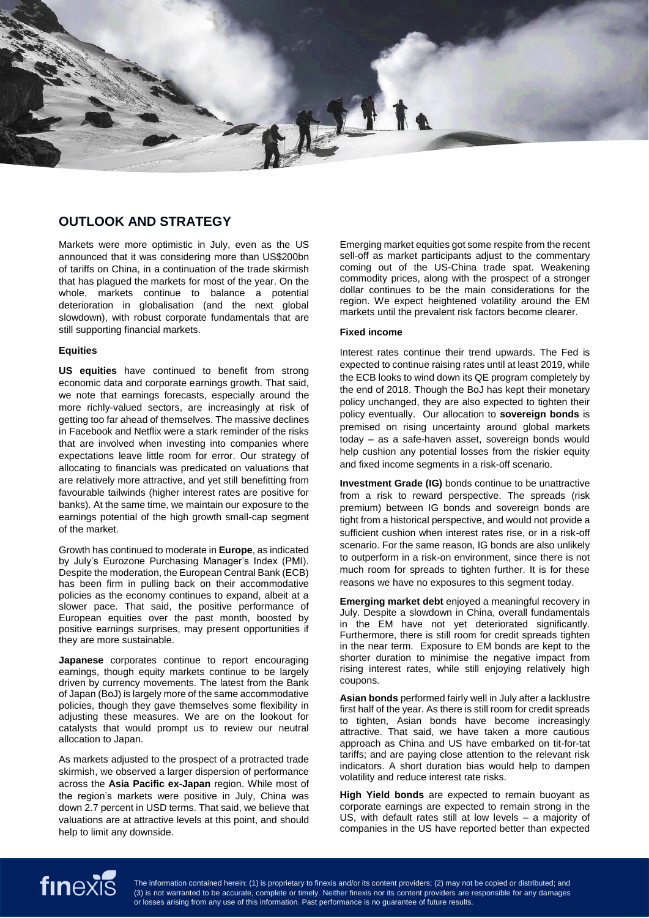## OUTLOOK AND STRATEGY

Markets were more optimistic in July, even as the US announced that it was considering more than US$200bn of tariffs on China, in a continuation of the trade skirmish that has plagued the markets for most of the year. On the whole, markets continue to balance a potential deterioration in globalisation (and the next global slowdown), with robust corporate fundamentals that are still supporting financial markets.

### Equities

**US equities** have continued to benefit from strong economic data and corporate earnings growth. That said, we note that earnings forecasts, especially around the more richly-valued sectors, are increasingly at risk of getting too far ahead of themselves. The massive declines in Facebook and Netflix were a stark reminder of the risks that are involved when investing into companies where expectations leave little room for error. Our strategy of allocating to financials was predicated on valuations that are relatively more attractive, and yet still benefitting from favourable tailwinds (higher interest rates are positive for banks). At the same time, we maintain our exposure to the earnings potential of the high growth small-cap segment of the market.

Growth has continued to moderate in **Europe**, as indicated by July's Eurozone Purchasing Manager's Index (PMI). Despite the moderation, the European Central Bank (ECB) has been firm in pulling back on their accommodative policies as the economy continues to expand, albeit at a slower pace. That said, the positive performance of European equities over the past month, boosted by positive earnings surprises, may present opportunities if they are more sustainable.

**Japanese** corporates continue to report encouraging earnings, though equity markets continue to be largely driven by currency movements. The latest from the Bank of Japan (BoJ) is largely more of the same accommodative policies, though they gave themselves some flexibility in adjusting these measures. We are on the lookout for catalysts that would prompt us to review our neutral allocation to Japan.

As markets adjusted to the prospect of a protracted trade skirmish, we observed a larger dispersion of performance across the **Asia Pacific ex-Japan** region. While most of the region's markets were positive in July, China was down 2.7 percent in USD terms. That said, we believe that valuations are at attractive levels at this point, and should help to limit any downside.

Emerging market equities got some respite from the recent sell-off as market participants adjust to the commentary coming out of the US-China trade spat. Weakening commodity prices, along with the prospect of a stronger dollar continues to be the main considerations for the region. We expect heightened volatility around the EM markets until the prevalent risk factors become clearer.

### Fixed income

Interest rates continue their trend upwards. The Fed is expected to continue raising rates until at least 2019, while the ECB looks to wind down its QE program completely by the end of 2018. Though the BoJ has kept their monetary policy unchanged, they are also expected to tighten their policy eventually. Our allocation to **sovereign bonds** is premised on rising uncertainty around global markets today – as a safe-haven asset, sovereign bonds would help cushion any potential losses from the riskier equity and fixed income segments in a risk-off scenario.

**Investment Grade (IG)** bonds continue to be unattractive from a risk to reward perspective. The spreads (risk premium) between IG bonds and sovereign bonds are tight from a historical perspective, and would not provide a sufficient cushion when interest rates rise, or in a risk-off scenario. For the same reason, IG bonds are also unlikely to outperform in a risk-on environment, since there is not much room for spreads to tighten further. It is for these reasons we have no exposures to this segment today.

**Emerging market debt** enjoyed a meaningful recovery in July. Despite a slowdown in China, overall fundamentals in the EM have not yet deteriorated significantly. Furthermore, there is still room for credit spreads tighten in the near term. Exposure to EM bonds are kept to the shorter duration to minimise the negative impact from rising interest rates, while still enjoying relatively high coupons.

**Asian bonds** performed fairly well in July after a lacklustre first half of the year. As there is still room for credit spreads to tighten, Asian bonds have become increasingly attractive. That said, we have taken a more cautious approach as China and US have embarked on tit-for-tat tariffs; and are paying close attention to the relevant risk indicators. A short duration bias would help to dampen volatility and reduce interest rate risks.

**High Yield bonds** are expected to remain buoyant as corporate earnings are expected to remain strong in the US, with default rates still at low levels – a majority of companies in the US have reported better than expected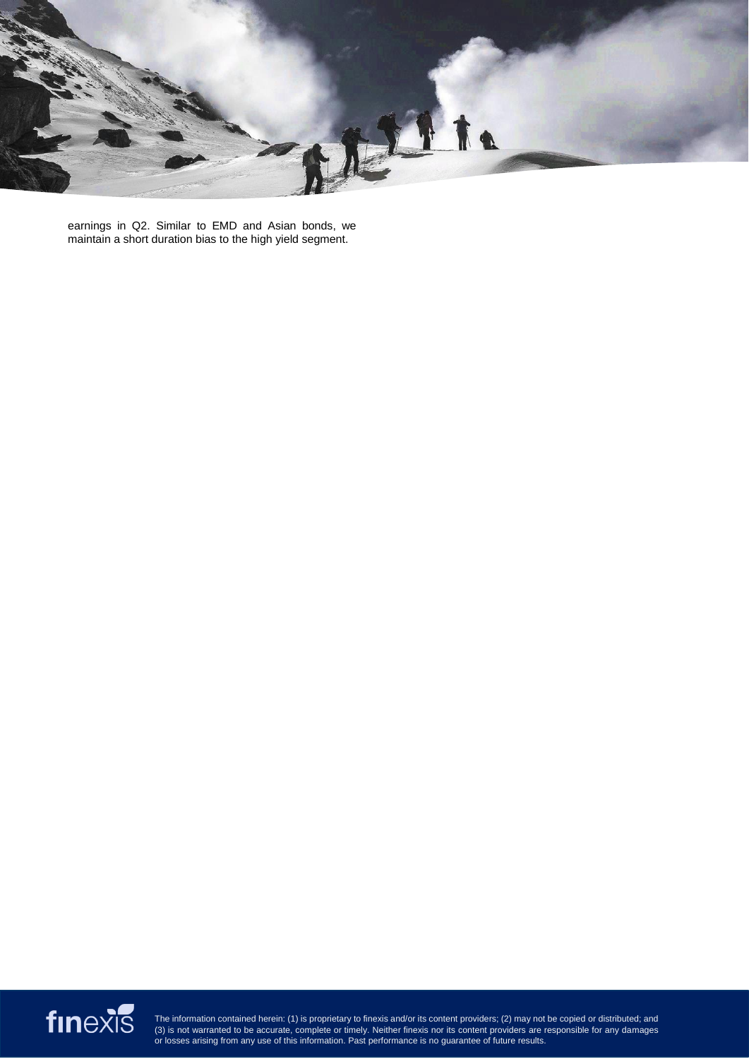earnings in Q2. Similar to EMD and Asian bonds, we maintain a short duration bias to the high yield segment.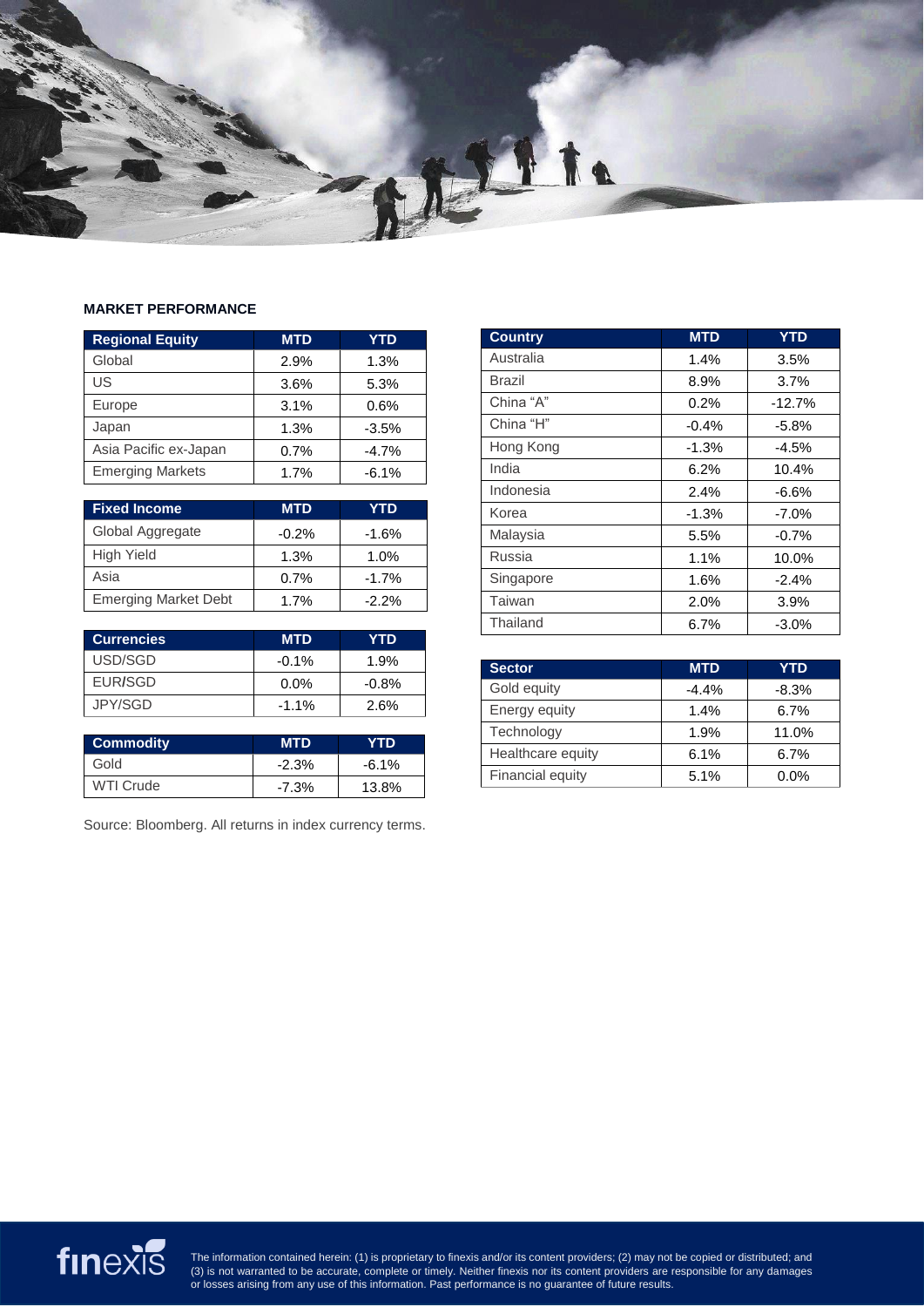**MARKET PERFORMANCE**

| Regional Equity | MTD | YTD |
|---|---|---|
| Global | 2.9% | 1.3% |
| US | 3.6% | 5.3% |
| Europe | 3.1% | 0.6% |
| Japan | 1.3% | -3.5% |
| Asia Pacific ex-Japan | 0.7% | -4.7% |
| Emerging Markets | 1.7% | -6.1% |

| Fixed Income | MTD | YTD |
|---|---|---|
| Global Aggregate | -0.2% | -1.6% |
| High Yield | 1.3% | 1.0% |
| Asia | 0.7% | -1.7% |
| Emerging Market Debt | 1.7% | -2.2% |

| Currencies | MTD | YTD |
|---|---|---|
| USD/SGD | -0.1% | 1.9% |
| EUR/SGD | 0.0% | -0.8% |
| JPY/SGD | -1.1% | 2.6% |

| Commodity | MTD | YTD |
|---|---|---|
| Gold | -2.3% | -6.1% |
| WTI Crude | -7.3% | 13.8% |

Source: Bloomberg. All returns in index currency terms.

| Country | MTD | YTD |
|---|---|---|
| Australia | 1.4% | 3.5% |
| Brazil | 8.9% | 3.7% |
| China "A" | 0.2% | -12.7% |
| China "H" | -0.4% | -5.8% |
| Hong Kong | -1.3% | -4.5% |
| India | 6.2% | 10.4% |
| Indonesia | 2.4% | -6.6% |
| Korea | -1.3% | -7.0% |
| Malaysia | 5.5% | -0.7% |
| Russia | 1.1% | 10.0% |
| Singapore | 1.6% | -2.4% |
| Taiwan | 2.0% | 3.9% |
| Thailand | 6.7% | -3.0% |

| Sector | MTD | YTD |
|---|---|---|
| Gold equity | -4.4% | -8.3% |
| Energy equity | 1.4% | 6.7% |
| Technology | 1.9% | 11.0% |
| Healthcare equity | 6.1% | 6.7% |
| Financial equity | 5.1% | 0.0% |

The information contained herein: (1) is proprietary to finexis and/or its content providers; (2) may not be copied or distributed; and (3) is not warranted to be accurate, complete or timely. Neither finexis nor its content providers are responsible for any damages or losses arising from any use of this information. Past performance is no guarantee of future results.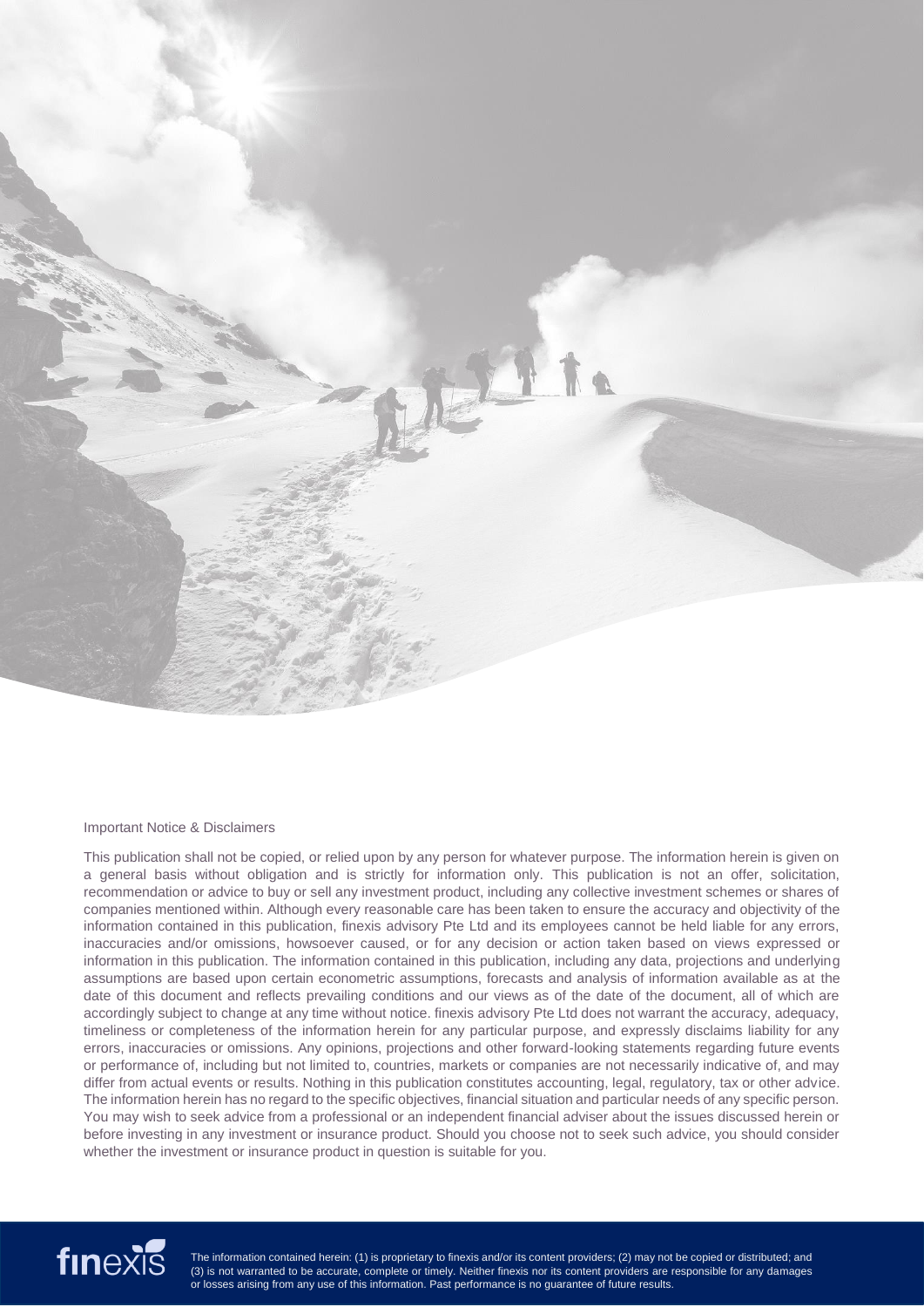Important Notice & Disclaimers

This publication shall not be copied, or relied upon by any person for whatever purpose. The information herein is given on a general basis without obligation and is strictly for information only. This publication is not an offer, solicitation, recommendation or advice to buy or sell any investment product, including any collective investment schemes or shares of companies mentioned within. Although every reasonable care has been taken to ensure the accuracy and objectivity of the information contained in this publication, finexis advisory Pte Ltd and its employees cannot be held liable for any errors, inaccuracies and/or omissions, howsoever caused, or for any decision or action taken based on views expressed or information in this publication. The information contained in this publication, including any data, projections and underlying assumptions are based upon certain econometric assumptions, forecasts and analysis of information available as at the date of this document and reflects prevailing conditions and our views as of the date of the document, all of which are accordingly subject to change at any time without notice. finexis advisory Pte Ltd does not warrant the accuracy, adequacy, timeliness or completeness of the information herein for any particular purpose, and expressly disclaims liability for any errors, inaccuracies or omissions. Any opinions, projections and other forward-looking statements regarding future events or performance of, including but not limited to, countries, markets or companies are not necessarily indicative of, and may differ from actual events or results. Nothing in this publication constitutes accounting, legal, regulatory, tax or other advice. The information herein has no regard to the specific objectives, financial situation and particular needs of any specific person. You may wish to seek advice from a professional or an independent financial adviser about the issues discussed herein or before investing in any investment or insurance product. Should you choose not to seek such advice, you should consider whether the investment or insurance product in question is suitable for you.

finexis

The information contained herein: (1) is proprietary to finexis and/or its content providers; (2) may not be copied or distributed; and (3) is not warranted to be accurate, complete or timely. Neither finexis nor its content providers are responsible for any damages or losses arising from any use of this information. Past performance is no guarantee of future results.